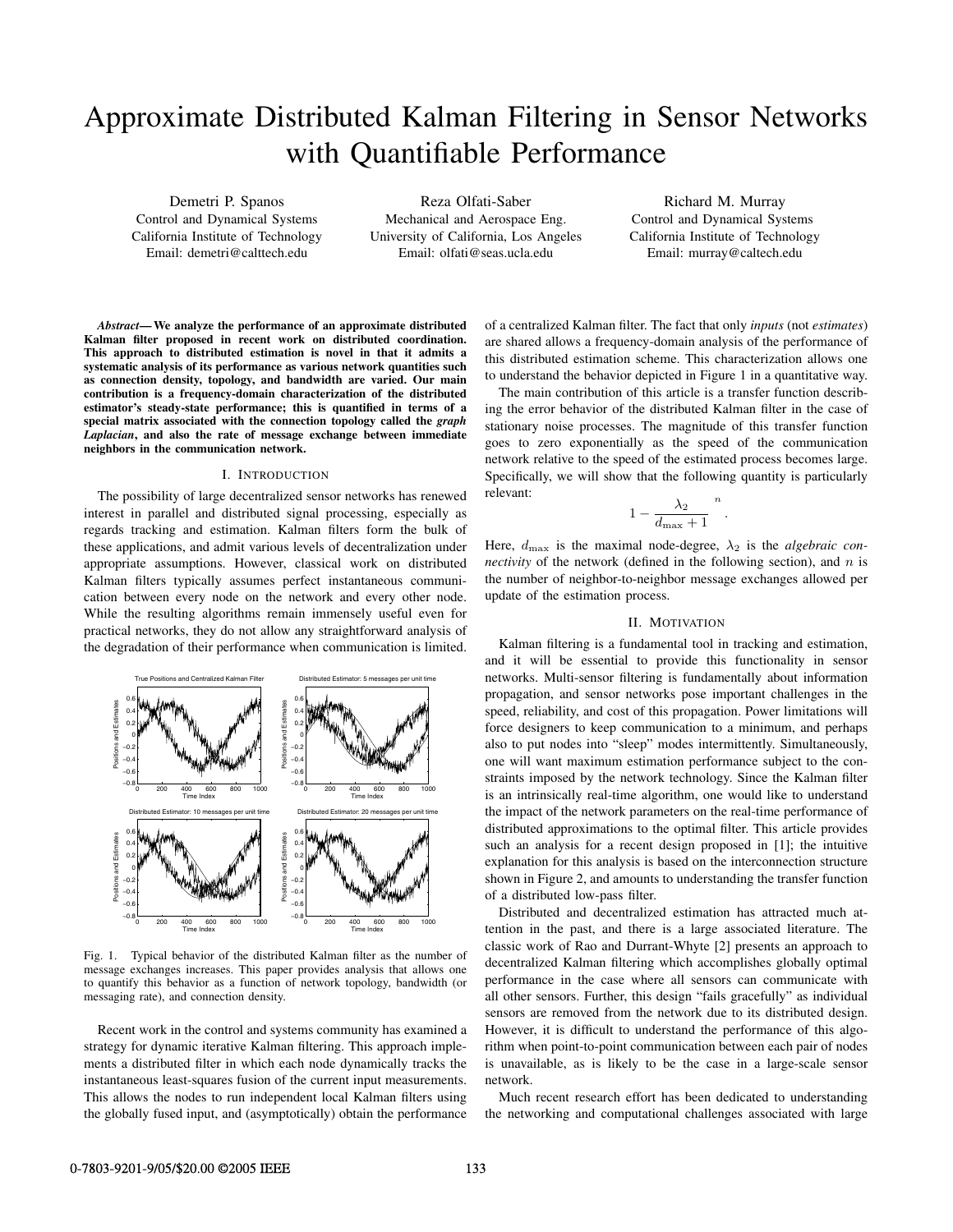# Approximate Distributed Kalman Filtering in Sensor Networks with Quantifiable Performance

Demetri P. Spanos
Control and Dynamical Systems
California Institute of Technology
Email: demetri@calttech.edu

Reza Olfati-Saber
Mechanical and Aerospace Eng.
University of California, Los Angeles
Email: olfati@seas.ucla.edu

Richard M. Murray
Control and Dynamical Systems
California Institute of Technology
Email: murray@caltech.edu

***Abstract*— We analyze the performance of an approximate distributed Kalman filter proposed in recent work on distributed coordination. This approach to distributed estimation is novel in that it admits a systematic analysis of its performance as various network quantities such as connection density, topology, and bandwidth are varied. Our main contribution is a frequency-domain characterization of the distributed estimator's steady-state performance; this is quantified in terms of a special matrix associated with the connection topology called the *graph Laplacian*, and also the rate of message exchange between immediate neighbors in the communication network.**

## I. Introduction

The possibility of large decentralized sensor networks has renewed interest in parallel and distributed signal processing, especially as regards tracking and estimation. Kalman filters form the bulk of these applications, and admit various levels of decentralization under appropriate assumptions. However, classical work on distributed Kalman filters typically assumes perfect instantaneous communication between every node on the network and every other node. While the resulting algorithms remain immensely useful even for practical networks, they do not allow any straightforward analysis of the degradation of their performance when communication is limited.

Fig. 1. Typical behavior of the distributed Kalman filter as the number of message exchanges increases. This paper provides analysis that allows one to quantify this behavior as a function of network topology, bandwidth (or messaging rate), and connection density.

Recent work in the control and systems community has examined a strategy for dynamic iterative Kalman filtering. This approach implements a distributed filter in which each node dynamically tracks the instantaneous least-squares fusion of the current input measurements. This allows the nodes to run independent local Kalman filters using the globally fused input, and (asymptotically) obtain the performance of a centralized Kalman filter. The fact that only *inputs* (not *estimates*) are shared allows a frequency-domain analysis of the performance of this distributed estimation scheme. This characterization allows one to understand the behavior depicted in Figure 1 in a quantitative way.

The main contribution of this article is a transfer function describing the error behavior of the distributed Kalman filter in the case of stationary noise processes. The magnitude of this transfer function goes to zero exponentially as the speed of the communication network relative to the speed of the estimated process becomes large. Specifically, we will show that the following quantity is particularly relevant:

$$\left(1 - \frac{\lambda_2}{d_{\max} + 1}\right)^n.$$

Here, $d_{\max}$ is the maximal node-degree, $\lambda_2$ is the *algebraic connectivity* of the network (defined in the following section), and $n$ is the number of neighbor-to-neighbor message exchanges allowed per update of the estimation process.

## II. Motivation

Kalman filtering is a fundamental tool in tracking and estimation, and it will be essential to provide this functionality in sensor networks. Multi-sensor filtering is fundamentally about information propagation, and sensor networks pose important challenges in the speed, reliability, and cost of this propagation. Power limitations will force designers to keep communication to a minimum, and perhaps also to put nodes into "sleep" modes intermittently. Simultaneously, one will want maximum estimation performance subject to the constraints imposed by the network technology. Since the Kalman filter is an intrinsically real-time algorithm, one would like to understand the impact of the network parameters on the real-time performance of distributed approximations to the optimal filter. This article provides such an analysis for a recent design proposed in [1]; the intuitive explanation for this analysis is based on the interconnection structure shown in Figure 2, and amounts to understanding the transfer function of a distributed low-pass filter.

Distributed and decentralized estimation has attracted much attention in the past, and there is a large associated literature. The classic work of Rao and Durrant-Whyte [2] presents an approach to decentralized Kalman filtering which accomplishes globally optimal performance in the case where all sensors can communicate with all other sensors. Further, this design "fails gracefully" as individual sensors are removed from the network due to its distributed design. However, it is difficult to understand the performance of this algorithm when point-to-point communication between each pair of nodes is unavailable, as is likely to be the case in a large-scale sensor network.

Much recent research effort has been dedicated to understanding the networking and computational challenges associated with large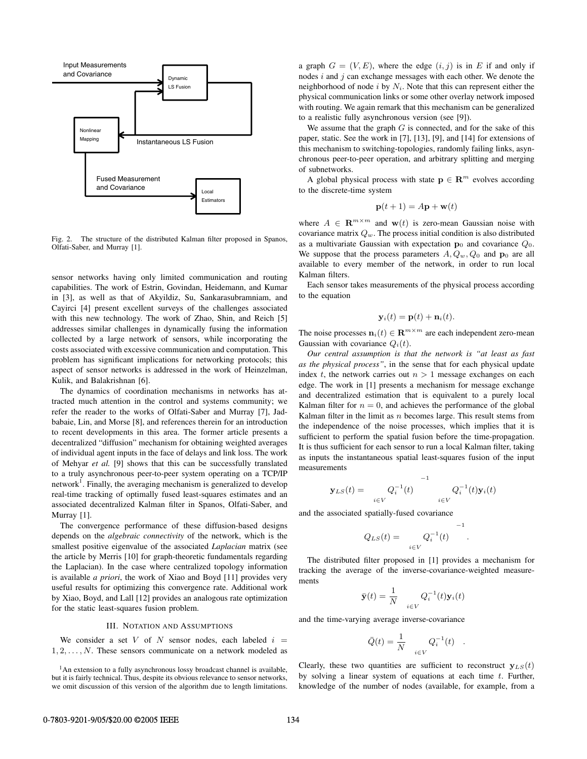Input Measurements and Covariance

Dynamic LS Fusion

Nonlinear Mapping

Instantaneous LS Fusion

Fused Measurement and Covariance

Local Estimators

Fig. 2. The structure of the distributed Kalman filter proposed in Spanos, Olfati-Saber, and Murray [1].

sensor networks having only limited communication and routing capabilities. The work of Estrin, Govindan, Heidemann, and Kumar in [3], as well as that of Akyildiz, Su, Sankarasubramniam, and Cayirci [4] present excellent surveys of the challenges associated with this new technology. The work of Zhao, Shin, and Reich [5] addresses similar challenges in dynamically fusing the information collected by a large network of sensors, while incorporating the costs associated with excessive communication and computation. This problem has significant implications for networking protocols; this aspect of sensor networks is addressed in the work of Heinzelman, Kulik, and Balakrishnan [6].

The dynamics of coordination mechanisms in networks has attracted much attention in the control and systems community; we refer the reader to the works of Olfati-Saber and Murray [7], Jadbabaie, Lin, and Morse [8], and references therein for an introduction to recent developments in this area. The former article presents a decentralized "diffusion" mechanism for obtaining weighted averages of individual agent inputs in the face of delays and link loss. The work of Mehyar *et al.* [9] shows that this can be successfully translated to a truly asynchronous peer-to-peer system operating on a TCP/IP network[1]. Finally, the averaging mechanism is generalized to develop real-time tracking of optimally fused least-squares estimates and an associated decentralized Kalman filter in Spanos, Olfati-Saber, and Murray [1].

The convergence performance of these diffusion-based designs depends on the *algebraic connectivity* of the network, which is the smallest positive eigenvalue of the associated *Laplacian* matrix (see the article by Merris [10] for graph-theoretic fundamentals regarding the Laplacian). In the case where centralized topology information is available *a priori*, the work of Xiao and Boyd [11] provides very useful results for optimizing this convergence rate. Additional work by Xiao, Boyd, and Lall [12] provides an analogous rate optimization for the static least-squares fusion problem.

## III. Notation and Assumptions

We consider a set $V$ of $N$ sensor nodes, each labeled $i = 1, 2, \ldots, N$. These sensors communicate on a network modeled as a graph $G = (V, E)$, where the edge $(i, j)$ is in $E$ if and only if nodes $i$ and $j$ can exchange messages with each other. We denote the neighborhood of node $i$ by $N_i$. Note that this can represent either the physical communication links or some other overlay network imposed with routing. We again remark that this mechanism can be generalized to a realistic fully asynchronous version (see [9]).

We assume that the graph $G$ is connected, and for the sake of this paper, static. See the work in [7], [13], [9], and [14] for extensions of this mechanism to switching-topologies, randomly failing links, asynchronous peer-to-peer operation, and arbitrary splitting and merging of subnetworks.

A global physical process with state $\mathbf{p} \in \mathbf{R}^m$ evolves according to the discrete-time system

$$\mathbf{p}(t+1) = A\mathbf{p} + \mathbf{w}(t)$$

where $A \in \mathbf{R}^{m \times m}$ and $\mathbf{w}(t)$ is zero-mean Gaussian noise with covariance matrix $Q_w$. The process initial condition is also distributed as a multivariate Gaussian with expectation $\mathbf{p}_0$ and covariance $Q_0$. We suppose that the process parameters $A, Q_w, Q_0$ and $\mathbf{p}_0$ are all available to every member of the network, in order to run local Kalman filters.

Each sensor takes measurements of the physical process according to the equation

$$\mathbf{y}_i(t) = \mathbf{p}(t) + \mathbf{n}_i(t).$$

The noise processes $\mathbf{n}_i(t) \in \mathbf{R}^{m \times m}$ are each independent zero-mean Gaussian with covariance $Q_i(t)$.

*Our central assumption is that the network is "at least as fast as the physical process"*, in the sense that for each physical update index $t$, the network carries out $n > 1$ message exchanges on each edge. The work in [1] presents a mechanism for message exchange and decentralized estimation that is equivalent to a purely local Kalman filter for $n = 0$, and achieves the performance of the global Kalman filter in the limit as $n$ becomes large. This result stems from the independence of the noise processes, which implies that it is sufficient to perform the spatial fusion before the time-propagation. It is thus sufficient for each sensor to run a local Kalman filter, taking as inputs the instantaneous spatial least-squares fusion of the input measurements

$$\mathbf{y}_{LS}(t) = \left(\sum_{i \in V} Q_i^{-1}(t)\right)^{-1} \sum_{i \in V} Q_i^{-1}(t)\mathbf{y}_i(t)$$

and the associated spatially-fused covariance

$$Q_{LS}(t) = \left(\sum_{i \in V} Q_i^{-1}(t)\right)^{-1}.$$

The distributed filter proposed in [1] provides a mechanism for tracking the average of the inverse-covariance-weighted measurements

$$\bar{\mathbf{y}}(t) = \frac{1}{N} \sum_{i \in V} Q_i^{-1}(t)\mathbf{y}_i(t)$$

and the time-varying average inverse-covariance

$$\bar{Q}(t) = \frac{1}{N} \left(\sum_{i \in V} Q_i^{-1}(t)\right).$$

Clearly, these two quantities are sufficient to reconstruct $\mathbf{y}_{LS}(t)$ by solving a linear system of equations at each time $t$. Further, knowledge of the number of nodes (available, for example, from a

[1] An extension to a fully asynchronous lossy broadcast channel is available, but it is fairly technical. Thus, despite its obvious relevance to sensor networks, we omit discussion of this version of the algorithm due to length limitations.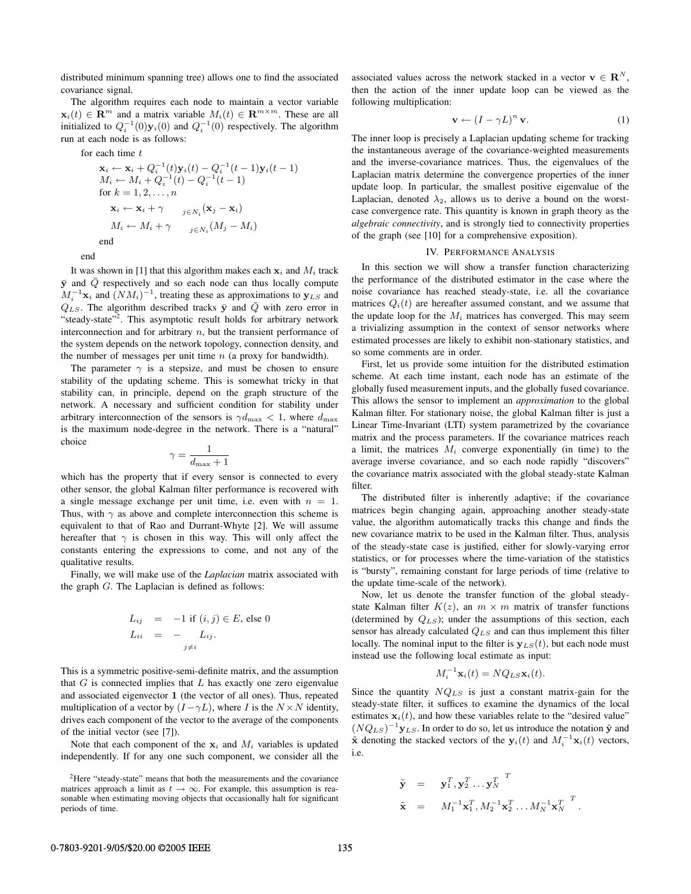distributed minimum spanning tree) allows one to find the associated covariance signal.

The algorithm requires each node to maintain a vector variable $\mathbf{x}_i(t) \in \mathbf{R}^m$ and a matrix variable $M_i(t) \in \mathbf{R}^{m\times m}$. These are all initialized to $Q_i^{-1}(0)\mathbf{y}_i(0)$ and $Q_i^{-1}(0)$ respectively. The algorithm run at each node is as follows:

for each time $t$

$$\mathbf{x}_i \leftarrow \mathbf{x}_i + Q_i^{-1}(t)\mathbf{y}_i(t) - Q_i^{-1}(t-1)\mathbf{y}_i(t-1)$$
$$M_i \leftarrow M_i + Q_i^{-1}(t) - Q_i^{-1}(t-1)$$

for $k = 1, 2, \ldots, n$

$$\mathbf{x}_i \leftarrow \mathbf{x}_i + \gamma \sum_{j\in N_i}(\mathbf{x}_j - \mathbf{x}_i)$$
$$M_i \leftarrow M_i + \gamma \sum_{j\in N_i}(M_j - M_i)$$

end

end

It was shown in [1] that this algorithm makes each $\mathbf{x}_i$ and $M_i$ track $\bar{\mathbf{y}}$ and $\bar{Q}$ respectively and so each node can thus locally compute $M_i^{-1}\mathbf{x}_i$ and $(NM_i)^{-1}$, treating these as approximations to $\mathbf{y}_{LS}$ and $Q_{LS}$. The algorithm described tracks $\bar{\mathbf{y}}$ and $\bar{Q}$ with zero error in "steady-state"[2]. This asymptotic result holds for arbitrary network interconnection and for arbitrary $n$, but the transient performance of the system depends on the network topology, connection density, and the number of messages per unit time $n$ (a proxy for bandwidth).

The parameter $\gamma$ is a stepsize, and must be chosen to ensure stability of the updating scheme. This is somewhat tricky in that stability can, in principle, depend on the graph structure of the network. A necessary and sufficient condition for stability under arbitrary interconnection of the sensors is $\gamma d_{\max} < 1$, where $d_{\max}$ is the maximum node-degree in the network. There is a "natural" choice

$$\gamma = \frac{1}{d_{\max}+1}$$

which has the property that if every sensor is connected to every other sensor, the global Kalman filter performance is recovered with a single message exchange per unit time, i.e. even with $n = 1$. Thus, with $\gamma$ as above and complete interconnection this scheme is equivalent to that of Rao and Durrant-Whyte [2]. We will assume hereafter that $\gamma$ is chosen in this way. This will only affect the constants entering the expressions to come, and not any of the qualitative results.

Finally, we will make use of the *Laplacian* matrix associated with the graph $G$. The Laplacian is defined as follows:

$$L_{ij} = -1 \text{ if } (i,j) \in E, \text{ else } 0$$
$$L_{ii} = -\sum_{j\neq i} L_{ij}.$$

This is a symmetric positive-semi-definite matrix, and the assumption that $G$ is connected implies that $L$ has exactly one zero eigenvalue and associated eigenvector $\mathbf{1}$ (the vector of all ones). Thus, repeated multiplication of a vector by $(I-\gamma L)$, where $I$ is the $N\times N$ identity, drives each component of the vector to the average of the components of the initial vector (see [7]).

Note that each component of the $\mathbf{x}_i$ and $M_i$ variables is updated independently. If for any one such component, we consider all the associated values across the network stacked in a vector $\mathbf{v} \in \mathbf{R}^N$, then the action of the inner update loop can be viewed as the following multiplication:

$$\mathbf{v} \leftarrow (I - \gamma L)^n\, \mathbf{v}. \tag{1}$$

The inner loop is precisely a Laplacian updating scheme for tracking the instantaneous average of the covariance-weighted measurements and the inverse-covariance matrices. Thus, the eigenvalues of the Laplacian matrix determine the convergence properties of the inner update loop. In particular, the smallest positive eigenvalue of the Laplacian, denoted $\lambda_2$, allows us to derive a bound on the worst-case convergence rate. This quantity is known in graph theory as the *algebraic connectivity*, and is strongly tied to connectivity properties of the graph (see [10] for a comprehensive exposition).

## IV. Performance Analysis

In this section we will show a transfer function characterizing the performance of the distributed estimator in the case where the noise covariance has reached steady-state, i.e. all the covariance matrices $Q_i(t)$ are hereafter assumed constant, and we assume that the update loop for the $M_i$ matrices has converged. This may seem a trivializing assumption in the context of sensor networks where estimated processes are likely to exhibit non-stationary statistics, and so some comments are in order.

First, let us provide some intuition for the distributed estimation scheme. At each time instant, each node has an estimate of the globally fused measurement inputs, and the globally fused covariance. This allows the sensor to implement an *approximation* to the global Kalman filter. For stationary noise, the global Kalman filter is just a Linear Time-Invariant (LTI) system parametrized by the covariance matrix and the process parameters. If the covariance matrices reach a limit, the matrices $M_i$ converge exponentially (in time) to the average inverse covariance, and so each node rapidly "discovers" the covariance matrix associated with the global steady-state Kalman filter.

The distributed filter is inherently adaptive; if the covariance matrices begin changing again, approaching another steady-state value, the algorithm automatically tracks this change and finds the new covariance matrix to be used in the Kalman filter. Thus, analysis of the steady-state case is justified, either for slowly-varying error statistics, or for processes where the time-variation of the statistics is "bursty", remaining constant for large periods of time (relative to the update time-scale of the network).

Now, let us denote the transfer function of the global steady-state Kalman filter $K(z)$, an $m \times m$ matrix of transfer functions (determined by $Q_{LS}$); under the assumptions of this section, each sensor has already calculated $Q_{LS}$ and can thus implement this filter locally. The nominal input to the filter is $\mathbf{y}_{LS}(t)$, but each node must instead use the following local estimate as input:

$$M_i^{-1}\mathbf{x}_i(t) = NQ_{LS}\mathbf{x}_i(t).$$

Since the quantity $NQ_{LS}$ is just a constant matrix-gain for the steady-state filter, it suffices to examine the dynamics of the local estimates $\mathbf{x}_i(t)$, and how these variables relate to the "desired value" $(NQ_{LS})^{-1}\mathbf{y}_{LS}$. In order to do so, let us introduce the notation $\tilde{\mathbf{y}}$ and $\tilde{\mathbf{x}}$ denoting the stacked vectors of the $\mathbf{y}_i(t)$ and $M_i^{-1}\mathbf{x}_i(t)$ vectors, i.e.

$$\tilde{\mathbf{y}} = \left[\mathbf{y}_1^T, \mathbf{y}_2^T \ldots \mathbf{y}_N^T\right]^T$$
$$\tilde{\mathbf{x}} = \left[M_1^{-1}\mathbf{x}_1^T, M_2^{-1}\mathbf{x}_2^T \ldots M_N^{-1}\mathbf{x}_N^T\right]^T.$$

[2] Here "steady-state" means that both the measurements and the covariance matrices approach a limit as $t \to \infty$. For example, this assumption is reasonable when estimating moving objects that occasionally halt for significant periods of time.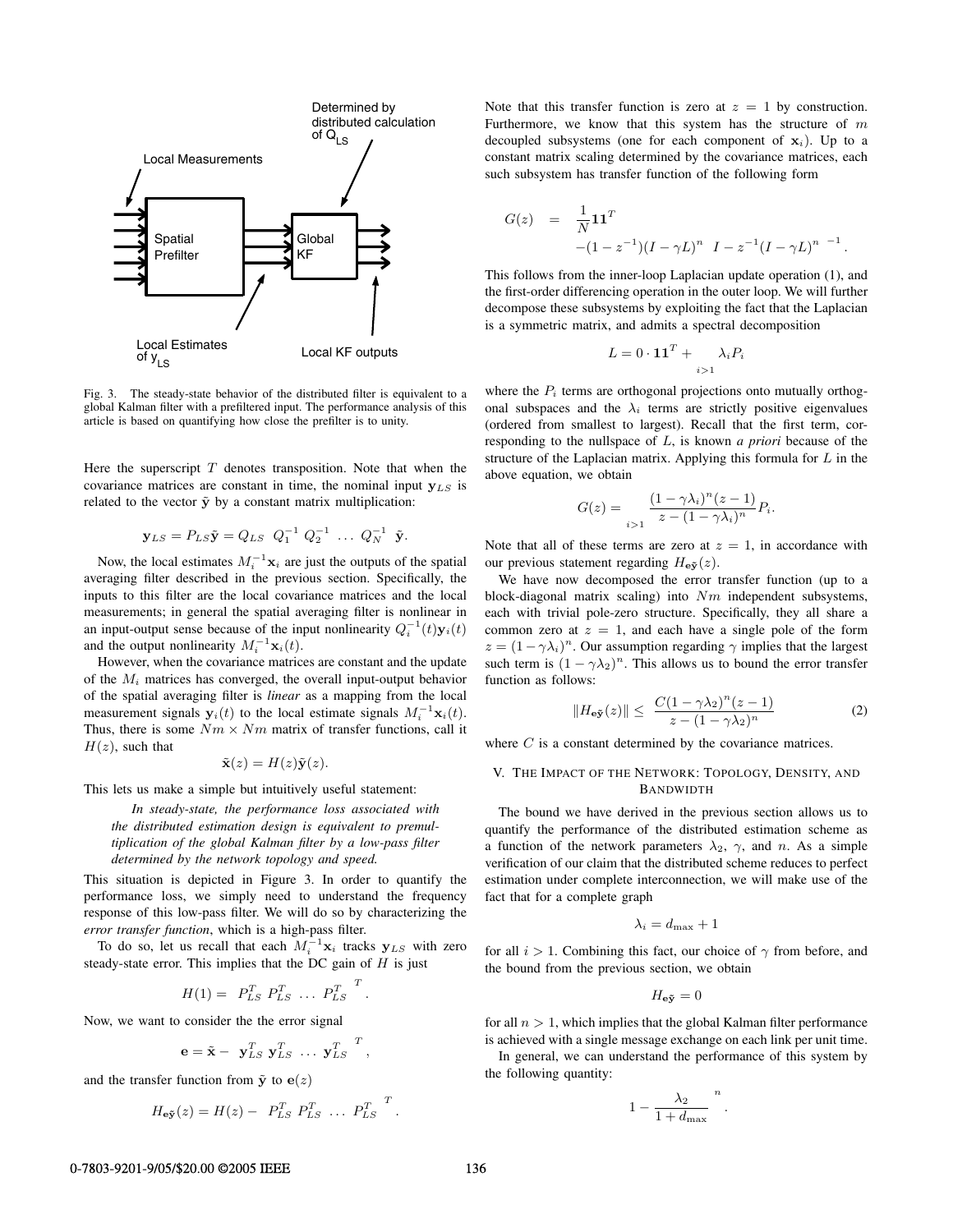Determined by distributed calculation of $Q_{LS}$

Local Measurements

Spatial Prefilter

Global KF

Local Estimates of $y_{LS}$

Local KF outputs

Fig. 3. The steady-state behavior of the distributed filter is equivalent to a global Kalman filter with a prefiltered input. The performance analysis of this article is based on quantifying how close the prefilter is to unity.

Here the superscript $T$ denotes transposition. Note that when the covariance matrices are constant in time, the nominal input $\mathbf{y}_{LS}$ is related to the vector $\tilde{\mathbf{y}}$ by a constant matrix multiplication:

$$\mathbf{y}_{LS} = P_{LS}\tilde{\mathbf{y}} = Q_{LS} \left[ Q_1^{-1} \; Q_2^{-1} \; \ldots \; Q_N^{-1} \right] \tilde{\mathbf{y}}.$$

Now, the local estimates $M_i^{-1}\mathbf{x}_i$ are just the outputs of the spatial averaging filter described in the previous section. Specifically, the inputs to this filter are the local covariance matrices and the local measurements; in general the spatial averaging filter is nonlinear in an input-output sense because of the input nonlinearity $Q_i^{-1}(t)\mathbf{y}_i(t)$ and the output nonlinearity $M_i^{-1}\mathbf{x}_i(t)$.

However, when the covariance matrices are constant and the update of the $M_i$ matrices has converged, the overall input-output behavior of the spatial averaging filter is *linear* as a mapping from the local measurement signals $\mathbf{y}_i(t)$ to the local estimate signals $M_i^{-1}\mathbf{x}_i(t)$. Thus, there is some $Nm \times Nm$ matrix of transfer functions, call it $H(z)$, such that

$$\tilde{\mathbf{x}}(z) = H(z)\tilde{\mathbf{y}}(z).$$

This lets us make a simple but intuitively useful statement:

> *In steady-state, the performance loss associated with the distributed estimation design is equivalent to premultiplication of the global Kalman filter by a low-pass filter determined by the network topology and speed.*

This situation is depicted in Figure 3. In order to quantify the performance loss, we simply need to understand the frequency response of this low-pass filter. We will do so by characterizing the *error transfer function*, which is a high-pass filter.

To do so, let us recall that each $M_i^{-1}\mathbf{x}_i$ tracks $\mathbf{y}_{LS}$ with zero steady-state error. This implies that the DC gain of $H$ is just

$$H(1) = \left[ P_{LS}^T \; P_{LS}^T \; \ldots \; P_{LS}^T \right]^T.$$

Now, we want to consider the the error signal

$$\mathbf{e} = \tilde{\mathbf{x}} - \left[ \mathbf{y}_{LS}^T \; \mathbf{y}_{LS}^T \; \ldots \; \mathbf{y}_{LS}^T \right]^T,$$

and the transfer function from $\tilde{\mathbf{y}}$ to $\mathbf{e}(z)$

$$H_{\mathbf{e}\tilde{\mathbf{y}}}(z) = H(z) - \left[ P_{LS}^T \; P_{LS}^T \; \ldots \; P_{LS}^T \right]^T.$$

Note that this transfer function is zero at $z = 1$ by construction. Furthermore, we know that this system has the structure of $m$ decoupled subsystems (one for each component of $\mathbf{x}_i$). Up to a constant matrix scaling determined by the covariance matrices, each such subsystem has transfer function of the following form

$$\begin{aligned} G(z) \;\; &= \;\; \frac{1}{N}\mathbf{1}\mathbf{1}^T \\ &\quad -(1 - z^{-1})(I - \gamma L)^n \left( I - z^{-1}(I - \gamma L)^n \right)^{-1}. \end{aligned}$$

This follows from the inner-loop Laplacian update operation (1), and the first-order differencing operation in the outer loop. We will further decompose these subsystems by exploiting the fact that the Laplacian is a symmetric matrix, and admits a spectral decomposition

$$L = 0 \cdot \mathbf{1}\mathbf{1}^T + \sum_{i>1} \lambda_i P_i$$

where the $P_i$ terms are orthogonal projections onto mutually orthogonal subspaces and the $\lambda_i$ terms are strictly positive eigenvalues (ordered from smallest to largest). Recall that the first term, corresponding to the nullspace of $L$, is known *a priori* because of the structure of the Laplacian matrix. Applying this formula for $L$ in the above equation, we obtain

$$G(z) = \sum_{i>1} \frac{(1 - \gamma\lambda_i)^n (z - 1)}{z - (1 - \gamma\lambda_i)^n} P_i.$$

Note that all of these terms are zero at $z = 1$, in accordance with our previous statement regarding $H_{\mathbf{e}\tilde{\mathbf{y}}}(z)$.

We have now decomposed the error transfer function (up to a block-diagonal matrix scaling) into $Nm$ independent subsystems, each with trivial pole-zero structure. Specifically, they all share a common zero at $z = 1$, and each have a single pole of the form $z = (1 - \gamma\lambda_i)^n$. Our assumption regarding $\gamma$ implies that the largest such term is $(1 - \gamma\lambda_2)^n$. This allows us to bound the error transfer function as follows:

$$\|H_{\mathbf{e}\tilde{\mathbf{y}}}(z)\| \leq \left| \frac{C(1 - \gamma\lambda_2)^n (z - 1)}{z - (1 - \gamma\lambda_2)^n} \right| \tag{2}$$

where $C$ is a constant determined by the covariance matrices.

## V. The Impact of the Network: Topology, Density, and Bandwidth

The bound we have derived in the previous section allows us to quantify the performance of the distributed estimation scheme as a function of the network parameters $\lambda_2$, $\gamma$, and $n$. As a simple verification of our claim that the distributed scheme reduces to perfect estimation under complete interconnection, we will make use of the fact that for a complete graph

$$\lambda_i = d_{\max} + 1$$

for all $i > 1$. Combining this fact, our choice of $\gamma$ from before, and the bound from the previous section, we obtain

$$H_{\mathbf{e}\tilde{\mathbf{y}}} = 0$$

for all $n > 1$, which implies that the global Kalman filter performance is achieved with a single message exchange on each link per unit time.

In general, we can understand the performance of this system by the following quantity:

$$\left( 1 - \frac{\lambda_2}{1 + d_{\max}} \right)^n.$$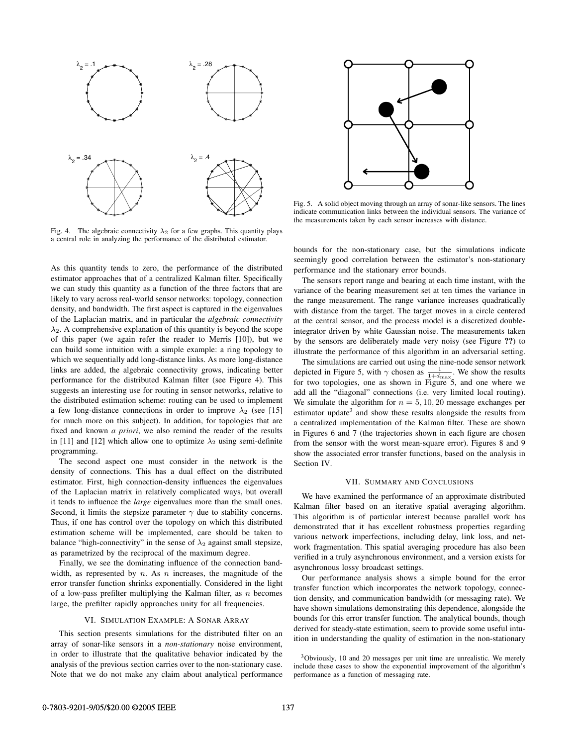Fig. 4. The algebraic connectivity $\lambda_2$ for a few graphs. This quantity plays a central role in analyzing the performance of the distributed estimator.

As this quantity tends to zero, the performance of the distributed estimator approaches that of a centralized Kalman filter. Specifically we can study this quantity as a function of the three factors that are likely to vary across real-world sensor networks: topology, connection density, and bandwidth. The first aspect is captured in the eigenvalues of the Laplacian matrix, and in particular the *algebraic connectivity* $\lambda_2$. A comprehensive explanation of this quantity is beyond the scope of this paper (we again refer the reader to Merris [10]), but we can build some intuition with a simple example: a ring topology to which we sequentially add long-distance links. As more long-distance links are added, the algebraic connectivity grows, indicating better performance for the distributed Kalman filter (see Figure 4). This suggests an interesting use for routing in sensor networks, relative to the distributed estimation scheme: routing can be used to implement a few long-distance connections in order to improve $\lambda_2$ (see [15] for much more on this subject). In addition, for topologies that are fixed and known *a priori*, we also remind the reader of the results in [11] and [12] which allow one to optimize $\lambda_2$ using semi-definite programming.

The second aspect one must consider in the network is the density of connections. This has a dual effect on the distributed estimator. First, high connection-density influences the eigenvalues of the Laplacian matrix in relatively complicated ways, but overall it tends to influence the *large* eigenvalues more than the small ones. Second, it limits the stepsize parameter $\gamma$ due to stability concerns. Thus, if one has control over the topology on which this distributed estimation scheme will be implemented, care should be taken to balance "high-connectivity" in the sense of $\lambda_2$ against small stepsize, as parametrized by the reciprocal of the maximum degree.

Finally, we see the dominating influence of the connection bandwidth, as represented by $n$. As $n$ increases, the magnitude of the error transfer function shrinks exponentially. Considered in the light of a low-pass prefilter multiplying the Kalman filter, as $n$ becomes large, the prefilter rapidly approaches unity for all frequencies.

## VI. Simulation Example: A Sonar Array

This section presents simulations for the distributed filter on an array of sonar-like sensors in a *non-stationary* noise environment, in order to illustrate that the qualitative behavior indicated by the analysis of the previous section carries over to the non-stationary case. Note that we do not make any claim about analytical performance bounds for the non-stationary case, but the simulations indicate seemingly good correlation between the estimator's non-stationary performance and the stationary error bounds.

Fig. 5. A solid object moving through an array of sonar-like sensors. The lines indicate communication links between the individual sensors. The variance of the measurements taken by each sensor increases with distance.

The sensors report range and bearing at each time instant, with the variance of the bearing measurement set at ten times the variance in the range measurement. The range variance increases quadratically with distance from the target. The target moves in a circle centered at the central sensor, and the process model is a discretized double-integrator driven by white Gaussian noise. The measurements taken by the sensors are deliberately made very noisy (see Figure **??**) to illustrate the performance of this algorithm in an adversarial setting.

The simulations are carried out using the nine-node sensor network depicted in Figure 5, with $\gamma$ chosen as $\frac{1}{1+d_{\max}}$. We show the results for two topologies, one as shown in Figure 5, and one where we add all the "diagonal" connections (i.e. very limited local routing). We simulate the algorithm for $n = 5, 10, 20$ message exchanges per estimator update[3] and show these results alongside the results from a centralized implementation of the Kalman filter. These are shown in Figures 6 and 7 (the trajectories shown in each figure are chosen from the sensor with the worst mean-square error). Figures 8 and 9 show the associated error transfer functions, based on the analysis in Section IV.

## VII. Summary and Conclusions

We have examined the performance of an approximate distributed Kalman filter based on an iterative spatial averaging algorithm. This algorithm is of particular interest because parallel work has demonstrated that it has excellent robustness properties regarding various network imperfections, including delay, link loss, and network fragmentation. This spatial averaging procedure has also been verified in a truly asynchronous environment, and a version exists for asynchronous lossy broadcast settings.

Our performance analysis shows a simple bound for the error transfer function which incorporates the network topology, connection density, and communication bandwidth (or messaging rate). We have shown simulations demonstrating this dependence, alongside the bounds for this error transfer function. The analytical bounds, though derived for steady-state estimation, seem to provide some useful intuition in understanding the quality of estimation in the non-stationary

[3] Obviously, 10 and 20 messages per unit time are unrealistic. We merely include these cases to show the exponential improvement of the algorithm's performance as a function of messaging rate.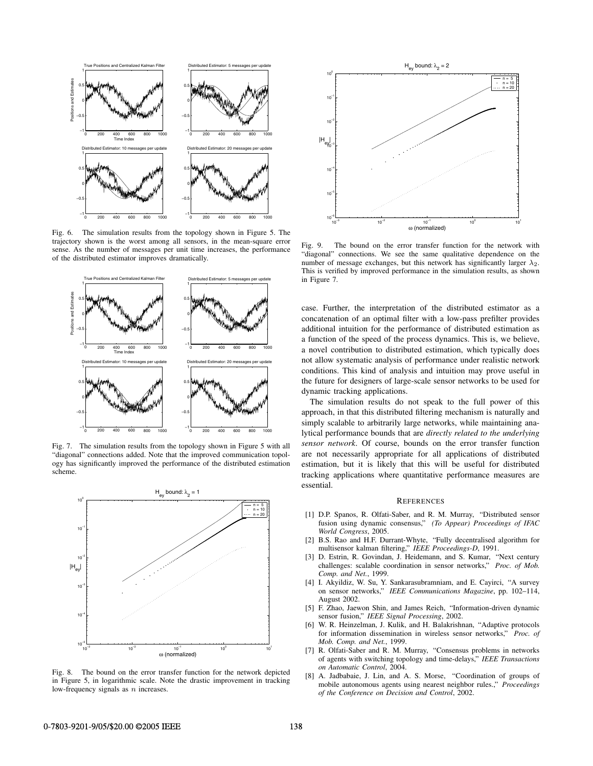Fig. 6. The simulation results from the topology shown in Figure 5. The trajectory shown is the worst among all sensors, in the mean-square error sense. As the number of messages per unit time increases, the performance of the distributed estimator improves dramatically.

Fig. 7. The simulation results from the topology shown in Figure 5 with all "diagonal" connections added. Note that the improved communication topology has significantly improved the performance of the distributed estimation scheme.

Fig. 8. The bound on the error transfer function for the network depicted in Figure 5, in logarithmic scale. Note the drastic improvement in tracking low-frequency signals as $n$ increases.

Fig. 9. The bound on the error transfer function for the network with "diagonal" connections. We see the same qualitative dependence on the number of message exchanges, but this network has significantly larger $\lambda_2$. This is verified by improved performance in the simulation results, as shown in Figure 7.

case. Further, the interpretation of the distributed estimator as a concatenation of an optimal filter with a low-pass prefilter provides additional intuition for the performance of distributed estimation as a function of the speed of the process dynamics. This is, we believe, a novel contribution to distributed estimation, which typically does not allow systematic analysis of performance under realistic network conditions. This kind of analysis and intuition may prove useful in the future for designers of large-scale sensor networks to be used for dynamic tracking applications.

The simulation results do not speak to the full power of this approach, in that this distributed filtering mechanism is naturally and simply scalable to arbitrarily large networks, while maintaining analytical performance bounds that are *directly related to the underlying sensor network*. Of course, bounds on the error transfer function are not necessarily appropriate for all applications of distributed estimation, but it is likely that this will be useful for distributed tracking applications where quantitative performance measures are essential.

## REFERENCES

[1] D.P. Spanos, R. Olfati-Saber, and R. M. Murray, "Distributed sensor fusion using dynamic consensus," *(To Appear) Proceedings of IFAC World Congress*, 2005.

[2] B.S. Rao and H.F. Durrant-Whyte, "Fully decentralised algorithm for multisensor kalman filtering," *IEEE Proceedings-D*, 1991.

[3] D. Estrin, R. Govindan, J. Heidemann, and S. Kumar, "Next century challenges: scalable coordination in sensor networks," *Proc. of Mob. Comp. and Net.*, 1999.

[4] I. Akyildiz, W. Su, Y. Sankarasubramniam, and E. Cayirci, "A survey on sensor networks," *IEEE Communications Magazine*, pp. 102–114, August 2002.

[5] F. Zhao, Jaewon Shin, and James Reich, "Information-driven dynamic sensor fusion," *IEEE Signal Processing*, 2002.

[6] W. R. Heinzelman, J. Kulik, and H. Balakrishnan, "Adaptive protocols for information dissemination in wireless sensor networks," *Proc. of Mob. Comp. and Net.*, 1999.

[7] R. Olfati-Saber and R. M. Murray, "Consensus problems in networks of agents with switching topology and time-delays," *IEEE Transactions on Automatic Control*, 2004.

[8] A. Jadbabaie, J. Lin, and A. S. Morse, "Coordination of groups of mobile autonomous agents using nearest neighbor rules.," *Proceedings of the Conference on Decision and Control*, 2002.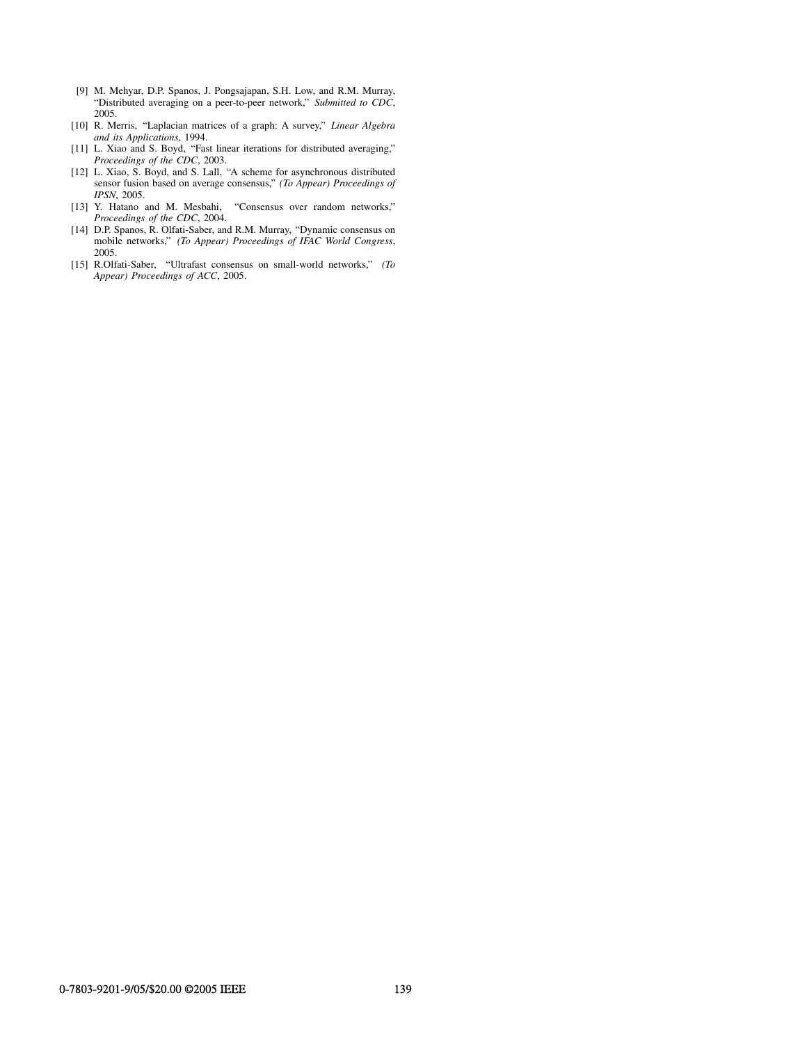[9] M. Mehyar, D.P. Spanos, J. Pongsajapan, S.H. Low, and R.M. Murray, "Distributed averaging on a peer-to-peer network," *Submitted to CDC*, 2005.

[10] R. Merris, "Laplacian matrices of a graph: A survey," *Linear Algebra and its Applications*, 1994.

[11] L. Xiao and S. Boyd, "Fast linear iterations for distributed averaging," *Proceedings of the CDC*, 2003.

[12] L. Xiao, S. Boyd, and S. Lall, "A scheme for asynchronous distributed sensor fusion based on average consensus," *(To Appear) Proceedings of IPSN*, 2005.

[13] Y. Hatano and M. Mesbahi, "Consensus over random networks," *Proceedings of the CDC*, 2004.

[14] D.P. Spanos, R. Olfati-Saber, and R.M. Murray, "Dynamic consensus on mobile networks," *(To Appear) Proceedings of IFAC World Congress*, 2005.

[15] R.Olfati-Saber, "Ultrafast consensus on small-world networks," *(To Appear) Proceedings of ACC*, 2005.